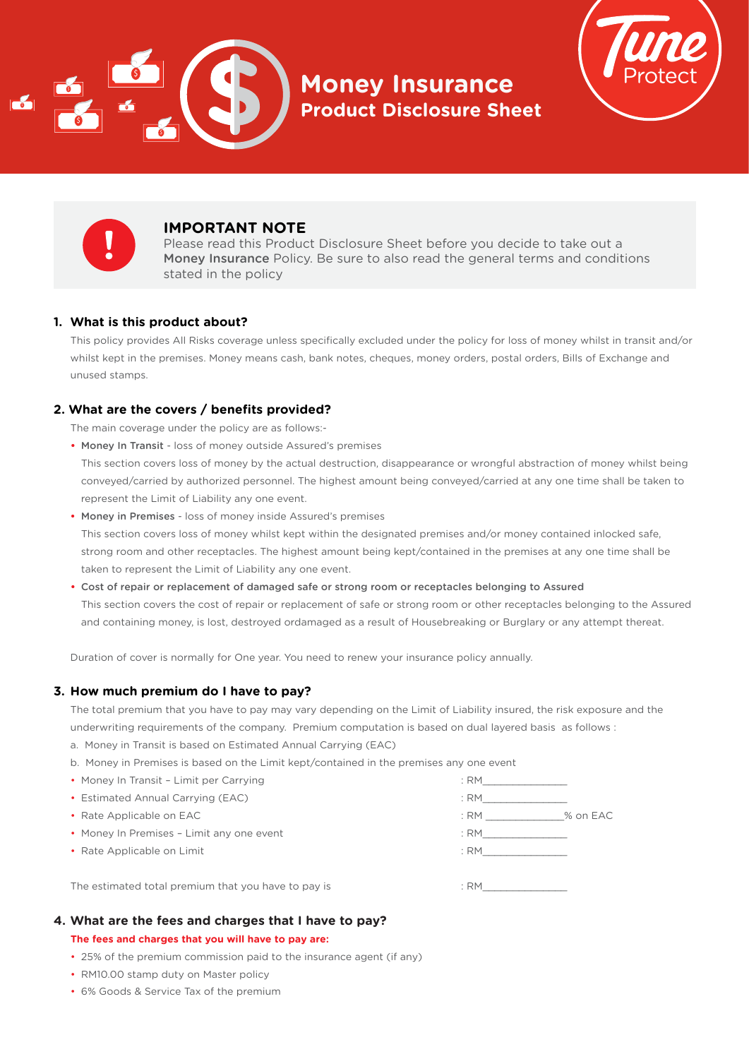# Money Insurance
## Product Disclosure Sheet

Tune Protect

**IMPORTANT NOTE**

Please read this Product Disclosure Sheet before you decide to take out a **Money Insurance** Policy. Be sure to also read the general terms and conditions stated in the policy

### 1. What is this product about?

This policy provides All Risks coverage unless specifically excluded under the policy for loss of money whilst in transit and/or whilst kept in the premises. Money means cash, bank notes, cheques, money orders, postal orders, Bills of Exchange and unused stamps.

### 2. What are the covers / benefits provided?

The main coverage under the policy are as follows:-

- **Money In Transit** - loss of money outside Assured's premises

  This section covers loss of money by the actual destruction, disappearance or wrongful abstraction of money whilst being conveyed/carried by authorized personnel. The highest amount being conveyed/carried at any one time shall be taken to represent the Limit of Liability any one event.

- **Money in Premises** - loss of money inside Assured's premises

  This section covers loss of money whilst kept within the designated premises and/or money contained inlocked safe, strong room and other receptacles. The highest amount being kept/contained in the premises at any one time shall be taken to represent the Limit of Liability any one event.

- **Cost of repair or replacement of damaged safe or strong room or receptacles belonging to Assured**

  This section covers the cost of repair or replacement of safe or strong room or other receptacles belonging to the Assured and containing money, is lost, destroyed ordamaged as a result of Housebreaking or Burglary or any attempt thereat.

Duration of cover is normally for One year. You need to renew your insurance policy annually.

### 3. How much premium do I have to pay?

The total premium that you have to pay may vary depending on the Limit of Liability insured, the risk exposure and the underwriting requirements of the company. Premium computation is based on dual layered basis as follows :

a. Money in Transit is based on Estimated Annual Carrying (EAC)

b. Money in Premises is based on the Limit kept/contained in the premises any one event

- Money In Transit – Limit per Carrying : RM_______________
- Estimated Annual Carrying (EAC) : RM_______________
- Rate Applicable on EAC : RM ______________% on EAC
- Money In Premises – Limit any one event : RM_______________
- Rate Applicable on Limit : RM_______________

The estimated total premium that you have to pay is : RM_______________

### 4. What are the fees and charges that I have to pay?

**The fees and charges that you will have to pay are:**

- 25% of the premium commission paid to the insurance agent (if any)
- RM10.00 stamp duty on Master policy
- 6% Goods & Service Tax of the premium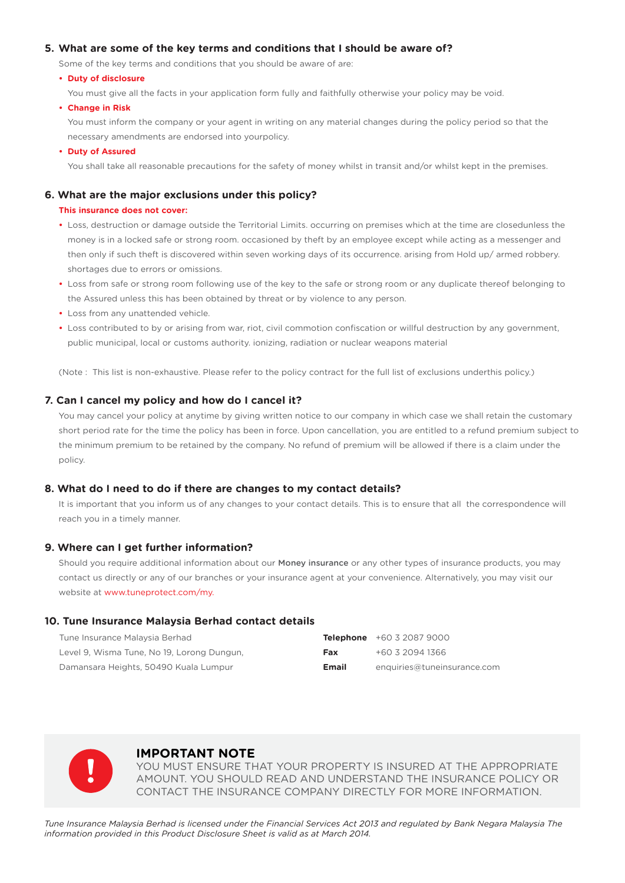## 5. What are some of the key terms and conditions that I should be aware of?

Some of the key terms and conditions that you should be aware of are:

- **Duty of disclosure**

  You must give all the facts in your application form fully and faithfully otherwise your policy may be void.

- **Change in Risk**

  You must inform the company or your agent in writing on any material changes during the policy period so that the necessary amendments are endorsed into yourpolicy.

- **Duty of Assured**

  You shall take all reasonable precautions for the safety of money whilst in transit and/or whilst kept in the premises.

## 6. What are the major exclusions under this policy?

**This insurance does not cover:**

- Loss, destruction or damage outside the Territorial Limits. occurring on premises which at the time are closedunless the money is in a locked safe or strong room. occasioned by theft by an employee except while acting as a messenger and then only if such theft is discovered within seven working days of its occurrence. arising from Hold up/ armed robbery. shortages due to errors or omissions.
- Loss from safe or strong room following use of the key to the safe or strong room or any duplicate thereof belonging to the Assured unless this has been obtained by threat or by violence to any person.
- Loss from any unattended vehicle.
- Loss contributed to by or arising from war, riot, civil commotion confiscation or willful destruction by any government, public municipal, local or customs authority. ionizing, radiation or nuclear weapons material

(Note : This list is non-exhaustive. Please refer to the policy contract for the full list of exclusions underthis policy.)

## 7. Can I cancel my policy and how do I cancel it?

You may cancel your policy at anytime by giving written notice to our company in which case we shall retain the customary short period rate for the time the policy has been in force. Upon cancellation, you are entitled to a refund premium subject to the minimum premium to be retained by the company. No refund of premium will be allowed if there is a claim under the policy.

## 8. What do I need to do if there are changes to my contact details?

It is important that you inform us of any changes to your contact details. This is to ensure that all the correspondence will reach you in a timely manner.

## 9. Where can I get further information?

Should you require additional information about our **Money insurance** or any other types of insurance products, you may contact us directly or any of our branches or your insurance agent at your convenience. Alternatively, you may visit our website at www.tuneprotect.com/my.

## 10. Tune Insurance Malaysia Berhad contact details

| | | |
|---|---|---|
| Tune Insurance Malaysia Berhad | **Telephone** | +60 3 2087 9000 |
| Level 9, Wisma Tune, No 19, Lorong Dungun, | **Fax** | +60 3 2094 1366 |
| Damansara Heights, 50490 Kuala Lumpur | **Email** | enquiries@tuneinsurance.com |

### IMPORTANT NOTE

YOU MUST ENSURE THAT YOUR PROPERTY IS INSURED AT THE APPROPRIATE AMOUNT. YOU SHOULD READ AND UNDERSTAND THE INSURANCE POLICY OR CONTACT THE INSURANCE COMPANY DIRECTLY FOR MORE INFORMATION.

*Tune Insurance Malaysia Berhad is licensed under the Financial Services Act 2013 and regulated by Bank Negara Malaysia The information provided in this Product Disclosure Sheet is valid as at March 2014.*